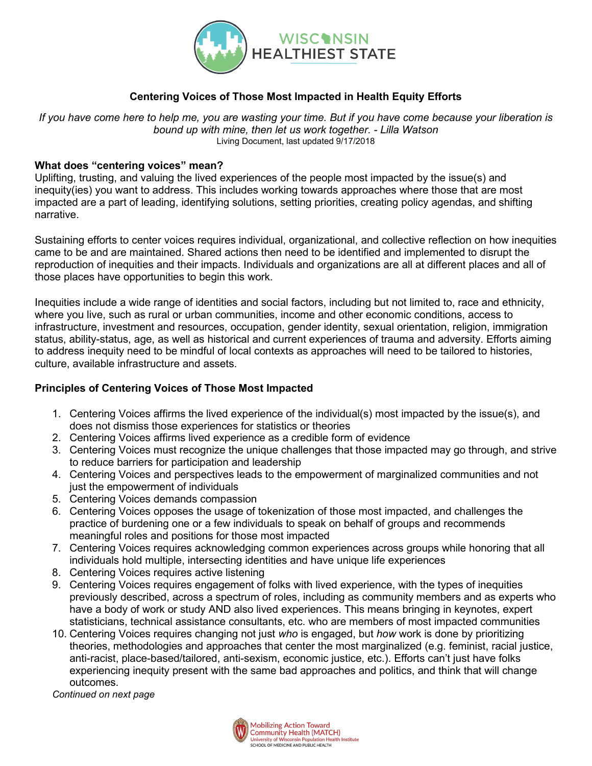# Centering Voices of Those Most Impacted in Health Equity Efforts

*If you have come here to help me, you are wasting your time. But if you have come because your liberation is bound up with mine, then let us work together. - Lilla Watson*

Living Document, last updated 9/17/2018

**What does "centering voices" mean?**

Uplifting, trusting, and valuing the lived experiences of the people most impacted by the issue(s) and inequity(ies) you want to address. This includes working towards approaches where those that are most impacted are a part of leading, identifying solutions, setting priorities, creating policy agendas, and shifting narrative.

Sustaining efforts to center voices requires individual, organizational, and collective reflection on how inequities came to be and are maintained. Shared actions then need to be identified and implemented to disrupt the reproduction of inequities and their impacts. Individuals and organizations are all at different places and all of those places have opportunities to begin this work.

Inequities include a wide range of identities and social factors, including but not limited to, race and ethnicity, where you live, such as rural or urban communities, income and other economic conditions, access to infrastructure, investment and resources, occupation, gender identity, sexual orientation, religion, immigration status, ability-status, age, as well as historical and current experiences of trauma and adversity. Efforts aiming to address inequity need to be mindful of local contexts as approaches will need to be tailored to histories, culture, available infrastructure and assets.

**Principles of Centering Voices of Those Most Impacted**

1. Centering Voices affirms the lived experience of the individual(s) most impacted by the issue(s), and does not dismiss those experiences for statistics or theories
2. Centering Voices affirms lived experience as a credible form of evidence
3. Centering Voices must recognize the unique challenges that those impacted may go through, and strive to reduce barriers for participation and leadership
4. Centering Voices and perspectives leads to the empowerment of marginalized communities and not just the empowerment of individuals
5. Centering Voices demands compassion
6. Centering Voices opposes the usage of tokenization of those most impacted, and challenges the practice of burdening one or a few individuals to speak on behalf of groups and recommends meaningful roles and positions for those most impacted
7. Centering Voices requires acknowledging common experiences across groups while honoring that all individuals hold multiple, intersecting identities and have unique life experiences
8. Centering Voices requires active listening
9. Centering Voices requires engagement of folks with lived experience, with the types of inequities previously described, across a spectrum of roles, including as community members and as experts who have a body of work or study AND also lived experiences. This means bringing in keynotes, expert statisticians, technical assistance consultants, etc. who are members of most impacted communities
10. Centering Voices requires changing not just *who* is engaged, but *how* work is done by prioritizing theories, methodologies and approaches that center the most marginalized (e.g. feminist, racial justice, anti-racist, place-based/tailored, anti-sexism, economic justice, etc.). Efforts can't just have folks experiencing inequity present with the same bad approaches and politics, and think that will change outcomes.

*Continued on next page*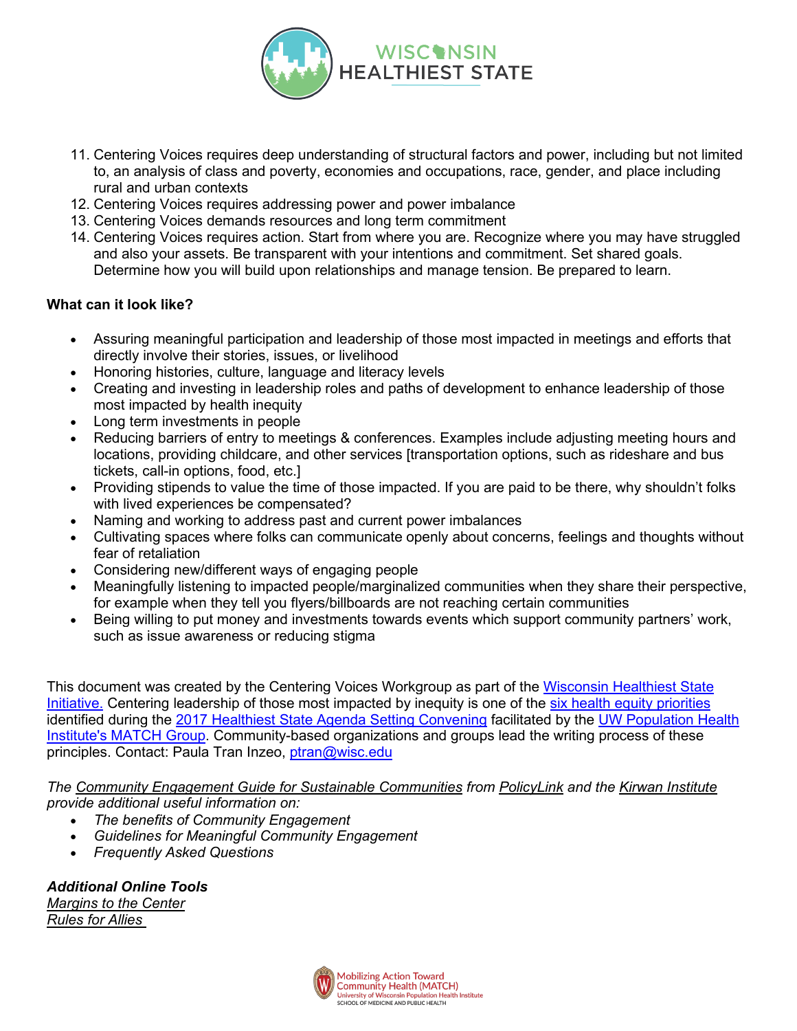11. Centering Voices requires deep understanding of structural factors and power, including but not limited to, an analysis of class and poverty, economies and occupations, race, gender, and place including rural and urban contexts
12. Centering Voices requires addressing power and power imbalance
13. Centering Voices demands resources and long term commitment
14. Centering Voices requires action. Start from where you are. Recognize where you may have struggled and also your assets. Be transparent with your intentions and commitment. Set shared goals. Determine how you will build upon relationships and manage tension. Be prepared to learn.

**What can it look like?**

- Assuring meaningful participation and leadership of those most impacted in meetings and efforts that directly involve their stories, issues, or livelihood
- Honoring histories, culture, language and literacy levels
- Creating and investing in leadership roles and paths of development to enhance leadership of those most impacted by health inequity
- Long term investments in people
- Reducing barriers of entry to meetings & conferences. Examples include adjusting meeting hours and locations, providing childcare, and other services [transportation options, such as rideshare and bus tickets, call-in options, food, etc.]
- Providing stipends to value the time of those impacted. If you are paid to be there, why shouldn't folks with lived experiences be compensated?
- Naming and working to address past and current power imbalances
- Cultivating spaces where folks can communicate openly about concerns, feelings and thoughts without fear of retaliation
- Considering new/different ways of engaging people
- Meaningfully listening to impacted people/marginalized communities when they share their perspective, for example when they tell you flyers/billboards are not reaching certain communities
- Being willing to put money and investments towards events which support community partners' work, such as issue awareness or reducing stigma

This document was created by the Centering Voices Workgroup as part of the Wisconsin Healthiest State Initiative. Centering leadership of those most impacted by inequity is one of the six health equity priorities identified during the 2017 Healthiest State Agenda Setting Convening facilitated by the UW Population Health Institute's MATCH Group. Community-based organizations and groups lead the writing process of these principles. Contact: Paula Tran Inzeo, ptran@wisc.edu

*The Community Engagement Guide for Sustainable Communities from PolicyLink and the Kirwan Institute provide additional useful information on:*

- *The benefits of Community Engagement*
- *Guidelines for Meaningful Community Engagement*
- *Frequently Asked Questions*

***Additional Online Tools***

*Margins to the Center*

*Rules for Allies*